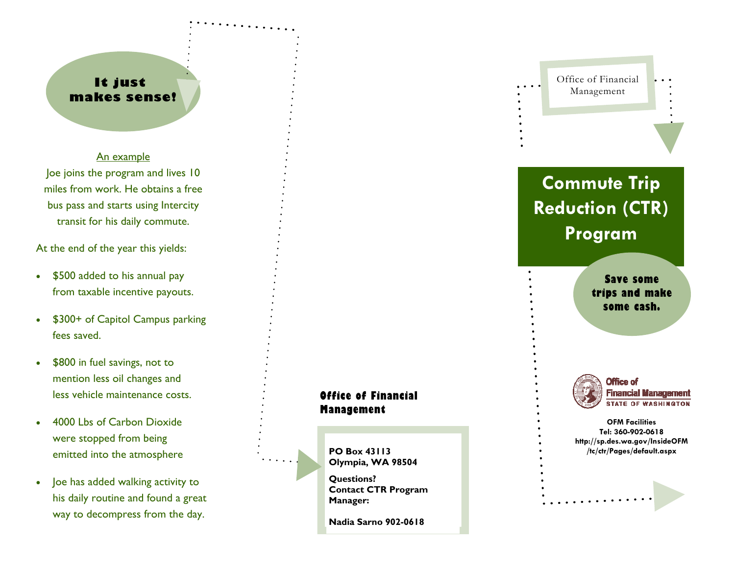**It just makes sense!**

An example

Joe joins the program and lives 10 miles from work. He obtains a free bus pass and starts using Intercity transit for his daily commute.

At the end of the year this yields:

- $500 added to his annual pay from taxable incentive payouts.
- $300+ of Capitol Campus parking fees saved.
- $800 in fuel savings, not to mention less oil changes and less vehicle maintenance costs.
- 4000 Lbs of Carbon Dioxide were stopped from being emitted into the atmosphere
- Joe has added walking activity to his daily routine and found a great way to decompress from the day.

**Office of Financial Management**

**PO Box 43113**
**Olympia, WA 98504**

**Questions?**
**Contact CTR Program Manager:**

**Nadia Sarno 902-0618**

Office of Financial Management

# Commute Trip Reduction (CTR) Program

**Save some trips and make some cash.**

Office of Financial Management
STATE OF WASHINGTON

**OFM Facilities**
**Tel: 360-902-0618**
**http://sp.des.wa.gov/InsideOFM/tc/ctr/Pages/default.aspx**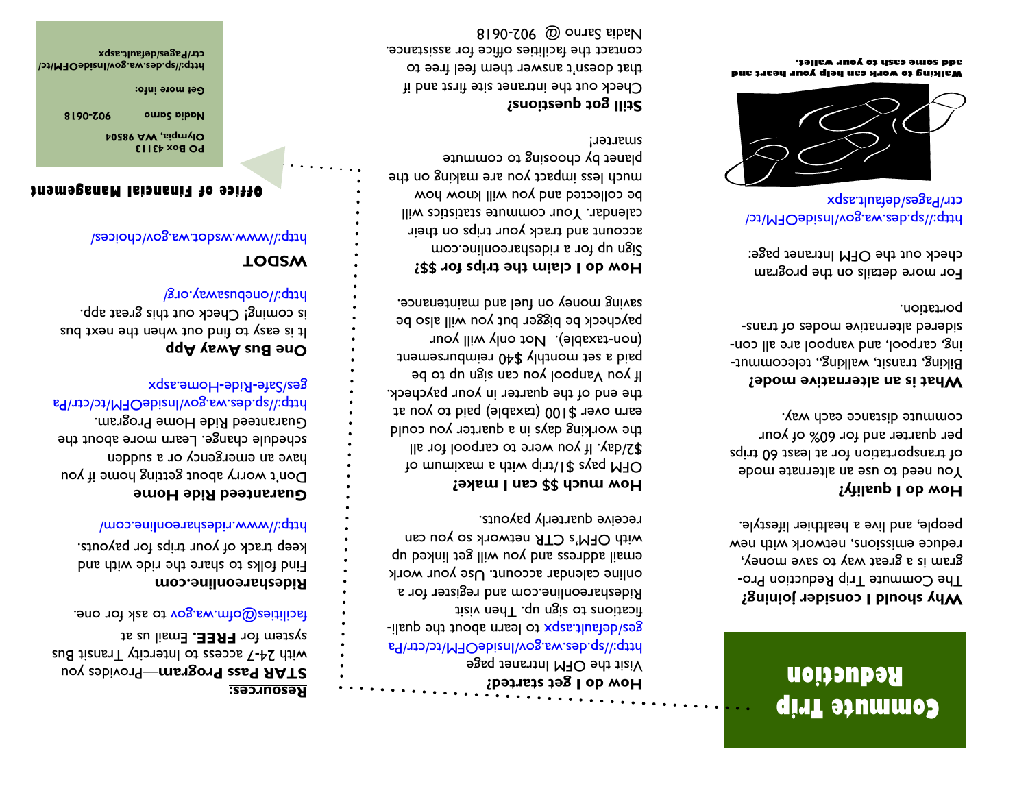# Commute Trip Reduction

### Why should I consider joining?

The Commute Trip Reduction Program is a great way to save money, reduce emissions, network with new people, and live a healthier lifestyle.

### How do I qualify?

You need to use an alternate mode of transportation for at least 60 trips per quarter and for 60% of your commute distance each way.

### What is an alternative mode?

Biking, transit, walking, telecommuting, carpool, and vanpool are all considered alternative modes of transportation.

For more details on the program check out the OFM Intranet page:
http://sp.des.wa.gov/InsideOFM/tc/ctr/Pages/default.aspx

**Walking to work can help your heart and add some cash to your wallet.**

### How do I get started?

Visit the OFM Intranet page http://sp.des.wa.gov/InsideOFM/tc/ctr/Pages/default.aspx to learn about the qualifications to sign up. Then visit Rideshareonline.com and register for a online calendar account. Use your work email address and you will get linked up with OFM's CTR network so you can receive quarterly payouts.

### How much $$ can I make?

OFM pays $1/trip with a maximum of $2/day. If you were to carpool for all the working days in a quarter you could earn over $100 (taxable) paid to you at the end of the quarter in your paycheck. If you Vanpool you can sign up to be paid a set monthly $40 reimbursement (non-taxable). Not only will your paycheck be bigger but you will also be saving money on fuel and maintenance.

### How do I claim the trips for $$?

Sign up for a rideshareonline.com account and track your trips on their calendar. Your commute statistics will be collected and you will know how much less impact you are making on the planet by choosing to commute smarter!

### Still got questions?

Check out the intranet site first and if that doesn't answer them feel free to contact the facilities office for assistance.

Nadia Sarno @ 902-0618

### Resources:

**STAR Pass Program**—Provides you with 24-7 access to Intercity Transit Bus system for **FREE**. Email us at facilities@ofm.wa.gov to ask for one.

**Rideshareonline.com**
Find folks to share the ride with and keep track of your trips for payouts.
http://www.rideshareonline.com/

**Guaranteed Ride Home**
Don't worry about getting home if you have an emergency or a sudden schedule change. Learn more about the Guaranteed Ride Home Program.
http://sp.des.wa.gov/InsideOFM/tc/ctr/Pages/Safe-Ride-Home.aspx

**One Bus Away App**
It is easy to find out when the next bus is coming! Check out this great app.
http://onebusaway.org/

**WSDOT**
http://www.wsdot.wa.gov/choices/

**Office of Financial Management**

PO Box 43113
Olympia, WA 98504

Nadia Sarno 902-0618

Get more info:
http://sp.des.wa.gov/InsideOFM/tc/ctr/Pages/default.aspx